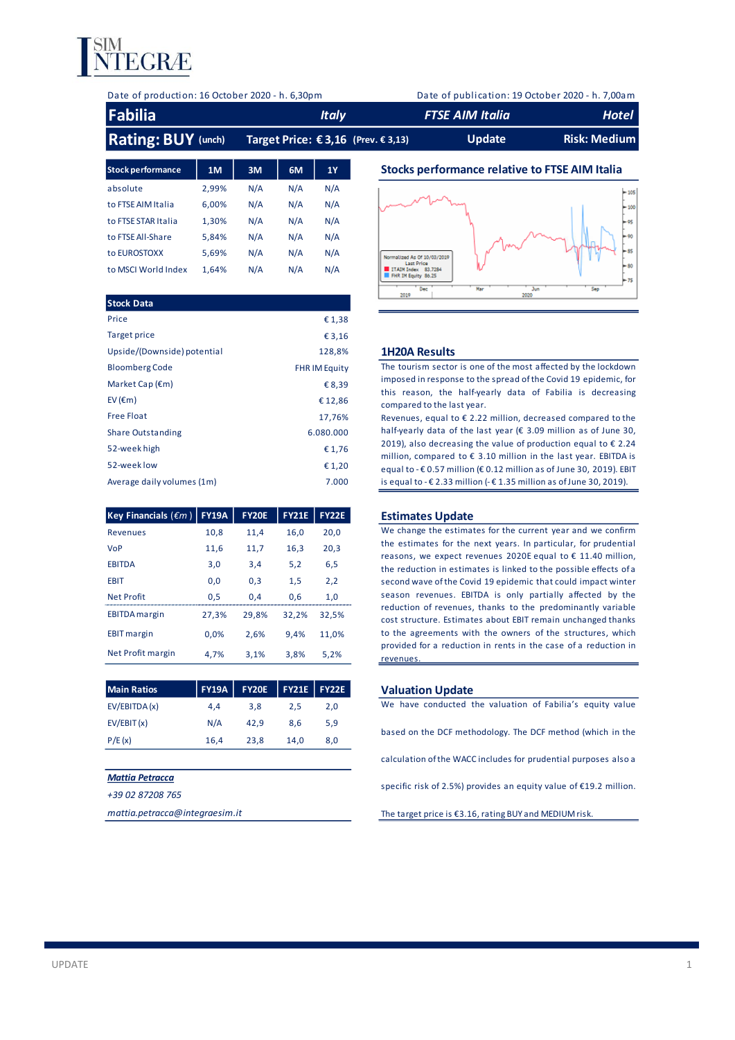SIM INTEGRÆ

Date of production: 16 October 2020 - h. 6,30pm

Date of publication: 19 October 2020 - h. 7,00am

| Fabilia | Italy | FTSE AIM Italia | Hotel |
|---|---|---|---|
| **Rating: BUY** (unch) | **Target Price: € 3,16** (Prev. € 3,13) | Update | Risk: Medium |

| Stock performance | 1M | 3M | 6M | 1Y |
|---|---|---|---|---|
| absolute | 2,99% | N/A | N/A | N/A |
| to FTSE AIM Italia | 6,00% | N/A | N/A | N/A |
| to FTSE STAR Italia | 1,30% | N/A | N/A | N/A |
| to FTSE All-Share | 5,84% | N/A | N/A | N/A |
| to EUROSTOXX | 5,69% | N/A | N/A | N/A |
| to MSCI World Index | 1,64% | N/A | N/A | N/A |

| Stock Data | |
|---|---|
| Price | € 1,38 |
| Target price | € 3,16 |
| Upside/(Downside) potential | 128,8% |
| Bloomberg Code | FHR IM Equity |
| Market Cap (€m) | € 8,39 |
| EV (€m) | € 12,86 |
| Free Float | 17,76% |
| Share Outstanding | 6.080.000 |
| 52-week high | € 1,76 |
| 52-week low | € 1,20 |
| Average daily volumes (1m) | 7.000 |

| Key Financials (€m) | FY19A | FY20E | FY21E | FY22E |
|---|---|---|---|---|
| Revenues | 10,8 | 11,4 | 16,0 | 20,0 |
| VoP | 11,6 | 11,7 | 16,3 | 20,3 |
| EBITDA | 3,0 | 3,4 | 5,2 | 6,5 |
| EBIT | 0,0 | 0,3 | 1,5 | 2,2 |
| Net Profit | 0,5 | 0,4 | 0,6 | 1,0 |
| EBITDA margin | 27,3% | 29,8% | 32,2% | 32,5% |
| EBIT margin | 0,0% | 2,6% | 9,4% | 11,0% |
| Net Profit margin | 4,7% | 3,1% | 3,8% | 5,2% |

| Main Ratios | FY19A | FY20E | FY21E | FY22E |
|---|---|---|---|---|
| EV/EBITDA (x) | 4,4 | 3,8 | 2,5 | 2,0 |
| EV/EBIT (x) | N/A | 42,9 | 8,6 | 5,9 |
| P/E (x) | 16,4 | 23,8 | 14,0 | 8,0 |

***Mattia Petracca***

*+39 02 87208 765*

*mattia.petracca@integraesim.it*

## Stocks performance relative to FTSE AIM Italia

Normalized As Of 10/03/2019 — Last Price: ITAIM Index 83.7264; FHR IM Equity 86.25

## 1H20A Results

The tourism sector is one of the most affected by the lockdown imposed in response to the spread of the Covid 19 epidemic, for this reason, the half-yearly data of Fabilia is decreasing compared to the last year.

Revenues, equal to € 2.22 million, decreased compared to the half-yearly data of the last year (€ 3.09 milllion as of June 30, 2019), also decreasing the value of production equal to € 2.24 million, compared to € 3.10 million in the last year. EBITDA is equal to - € 0.57 million (€ 0.12 million as of June 30, 2019). EBIT is equal to - € 2.33 million (- € 1.35 million as of June 30, 2019).

## Estimates Update

We change the estimates for the current year and we confirm the estimates for the next years. In particular, for prudential reasons, we expect revenues 2020E equal to € 11.40 million, the reduction in estimates is linked to the possible effects of a second wave of the Covid 19 epidemic that could impact winter season revenues. EBITDA is only partially affected by the reduction of revenues, thanks to the predominantly variable cost structure. Estimates about EBIT remain unchanged thanks to the agreements with the owners of the structures, which provided for a reduction in rents in the case of a reduction in revenues.

## Valuation Update

We have conducted the valuation of Fabilia's equity value based on the DCF methodology. The DCF method (which in the calculation of the WACC includes for prudential purposes also a specific risk of 2.5%) provides an equity value of €19.2 million. The target price is €3.16, rating BUY and MEDIUM risk.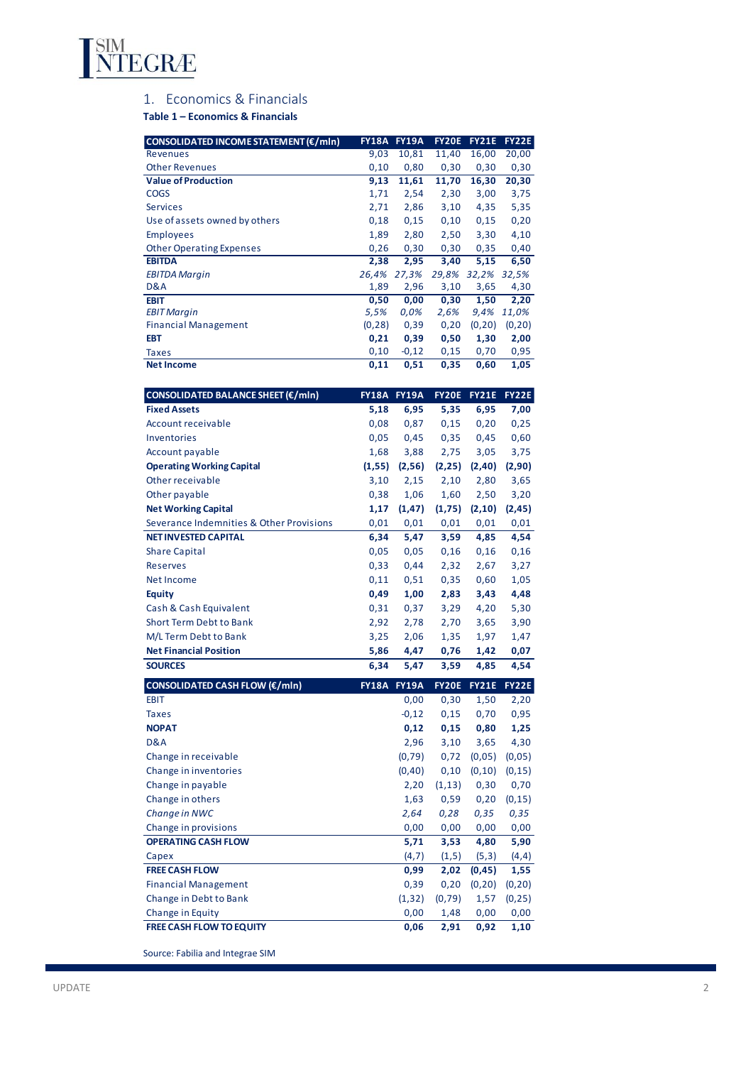## 1. Economics & Financials

**Table 1 – Economics & Financials**

| CONSOLIDATED INCOME STATEMENT (€/mln) | FY18A | FY19A | FY20E | FY21E | FY22E |
|---|---|---|---|---|---|
| Revenues | 9,03 | 10,81 | 11,40 | 16,00 | 20,00 |
| Other Revenues | 0,10 | 0,80 | 0,30 | 0,30 | 0,30 |
| **Value of Production** | **9,13** | **11,61** | **11,70** | **16,30** | **20,30** |
| COGS | 1,71 | 2,54 | 2,30 | 3,00 | 3,75 |
| Services | 2,71 | 2,86 | 3,10 | 4,35 | 5,35 |
| Use of assets owned by others | 0,18 | 0,15 | 0,10 | 0,15 | 0,20 |
| Employees | 1,89 | 2,80 | 2,50 | 3,30 | 4,10 |
| Other Operating Expenses | 0,26 | 0,30 | 0,30 | 0,35 | 0,40 |
| **EBITDA** | **2,38** | **2,95** | **3,40** | **5,15** | **6,50** |
| *EBITDA Margin* | *26,4%* | *27,3%* | *29,8%* | *32,2%* | *32,5%* |
| D&A | 1,89 | 2,96 | 3,10 | 3,65 | 4,30 |
| **EBIT** | **0,50** | **0,00** | **0,30** | **1,50** | **2,20** |
| *EBIT Margin* | *5,5%* | *0,0%* | *2,6%* | *9,4%* | *11,0%* |
| Financial Management | (0,28) | 0,39 | 0,20 | (0,20) | (0,20) |
| **EBT** | **0,21** | **0,39** | **0,50** | **1,30** | **2,00** |
| Taxes | 0,10 | -0,12 | 0,15 | 0,70 | 0,95 |
| **Net Income** | **0,11** | **0,51** | **0,35** | **0,60** | **1,05** |

| CONSOLIDATED BALANCE SHEET (€/mln) | FY18A | FY19A | FY20E | FY21E | FY22E |
|---|---|---|---|---|---|
| **Fixed Assets** | **5,18** | **6,95** | **5,35** | **6,95** | **7,00** |
| Account receivable | 0,08 | 0,87 | 0,15 | 0,20 | 0,25 |
| Inventories | 0,05 | 0,45 | 0,35 | 0,45 | 0,60 |
| Account payable | 1,68 | 3,88 | 2,75 | 3,05 | 3,75 |
| **Operating Working Capital** | **(1,55)** | **(2,56)** | **(2,25)** | **(2,40)** | **(2,90)** |
| Other receivable | 3,10 | 2,15 | 2,10 | 2,80 | 3,65 |
| Other payable | 0,38 | 1,06 | 1,60 | 2,50 | 3,20 |
| **Net Working Capital** | **1,17** | **(1,47)** | **(1,75)** | **(2,10)** | **(2,45)** |
| Severance Indemnities & Other Provisions | 0,01 | 0,01 | 0,01 | 0,01 | 0,01 |
| **NET INVESTED CAPITAL** | **6,34** | **5,47** | **3,59** | **4,85** | **4,54** |
| Share Capital | 0,05 | 0,05 | 0,16 | 0,16 | 0,16 |
| Reserves | 0,33 | 0,44 | 2,32 | 2,67 | 3,27 |
| Net Income | 0,11 | 0,51 | 0,35 | 0,60 | 1,05 |
| **Equity** | **0,49** | **1,00** | **2,83** | **3,43** | **4,48** |
| Cash & Cash Equivalent | 0,31 | 0,37 | 3,29 | 4,20 | 5,30 |
| Short Term Debt to Bank | 2,92 | 2,78 | 2,70 | 3,65 | 3,90 |
| M/L Term Debt to Bank | 3,25 | 2,06 | 1,35 | 1,97 | 1,47 |
| **Net Financial Position** | **5,86** | **4,47** | **0,76** | **1,42** | **0,07** |
| **SOURCES** | **6,34** | **5,47** | **3,59** | **4,85** | **4,54** |

| CONSOLIDATED CASH FLOW (€/mln) | FY18A | FY19A | FY20E | FY21E | FY22E |
|---|---|---|---|---|---|
| EBIT | | 0,00 | 0,30 | 1,50 | 2,20 |
| Taxes | | -0,12 | 0,15 | 0,70 | 0,95 |
| **NOPAT** | | **0,12** | **0,15** | **0,80** | **1,25** |
| D&A | | 2,96 | 3,10 | 3,65 | 4,30 |
| Change in receivable | | (0,79) | 0,72 | (0,05) | (0,05) |
| Change in inventories | | (0,40) | 0,10 | (0,10) | (0,15) |
| Change in payable | | 2,20 | (1,13) | 0,30 | 0,70 |
| Change in others | | 1,63 | 0,59 | 0,20 | (0,15) |
| *Change in NWC* | | *2,64* | *0,28* | *0,35* | *0,35* |
| Change in provisions | | 0,00 | 0,00 | 0,00 | 0,00 |
| **OPERATING CASH FLOW** | | **5,71** | **3,53** | **4,80** | **5,90** |
| Capex | | (4,7) | (1,5) | (5,3) | (4,4) |
| **FREE CASH FLOW** | | **0,99** | **2,02** | **(0,45)** | **1,55** |
| Financial Management | | 0,39 | 0,20 | (0,20) | (0,20) |
| Change in Debt to Bank | | (1,32) | (0,79) | 1,57 | (0,25) |
| Change in Equity | | 0,00 | 1,48 | 0,00 | 0,00 |
| **FREE CASH FLOW TO EQUITY** | | **0,06** | **2,91** | **0,92** | **1,10** |

Source: Fabilia and Integrae SIM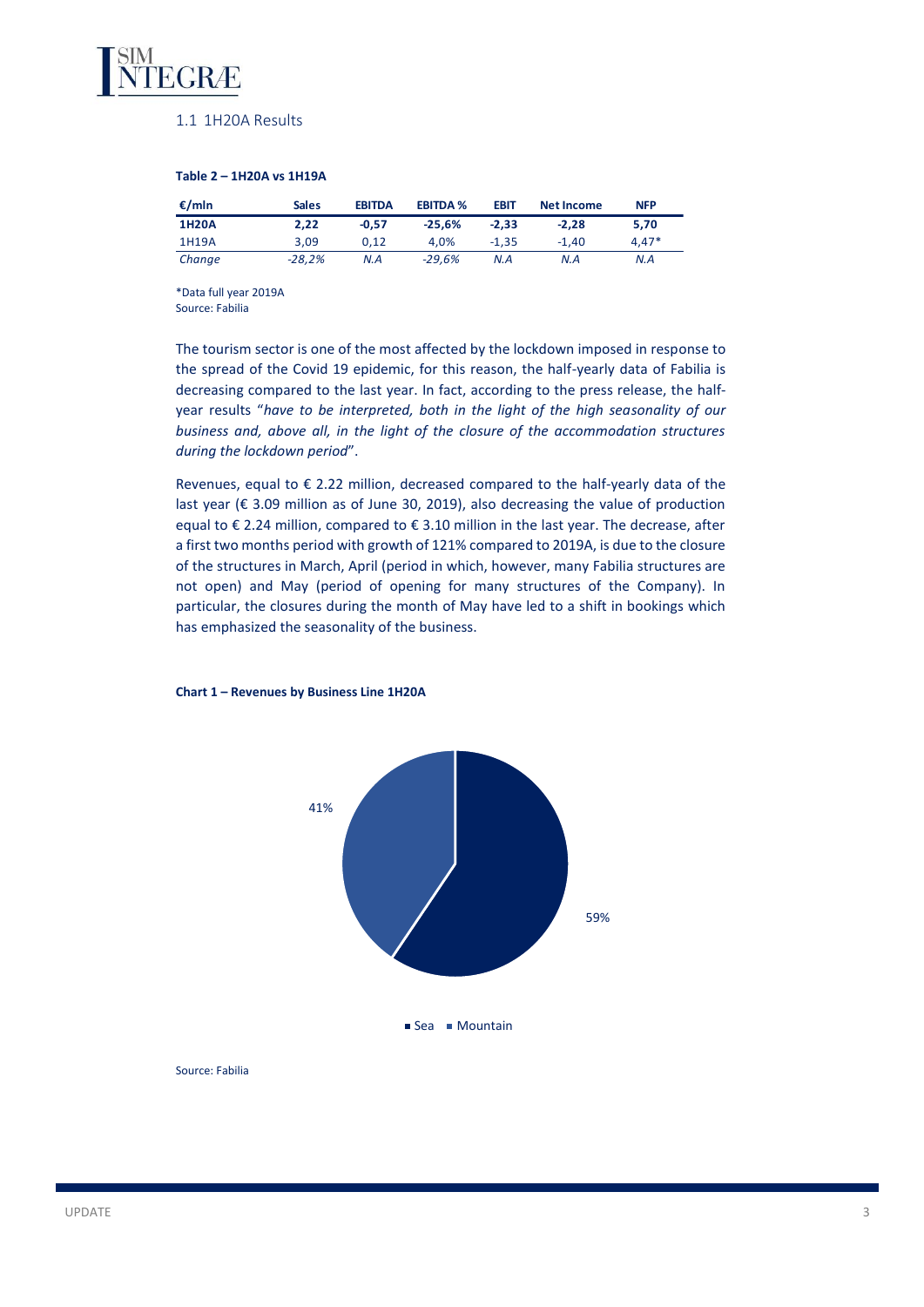## 1.1 1H20A Results

**Table 2 – 1H20A vs 1H19A**

| €/mln | Sales | EBITDA | EBITDA % | EBIT | Net Income | NFP |
|---|---|---|---|---|---|---|
| **1H20A** | **2,22** | **-0,57** | **-25,6%** | **-2,33** | **-2,28** | **5,70** |
| 1H19A | 3,09 | 0,12 | 4,0% | -1,35 | -1,40 | 4,47* |
| *Change* | *-28,2%* | *N.A* | *-29,6%* | *N.A* | *N.A* | *N.A* |

*Data full year 2019A
Source: Fabilia

The tourism sector is one of the most affected by the lockdown imposed in response to the spread of the Covid 19 epidemic, for this reason, the half-yearly data of Fabilia is decreasing compared to the last year. In fact, according to the press release, the half-year results "*have to be interpreted, both in the light of the high seasonality of our business and, above all, in the light of the closure of the accommodation structures during the lockdown period*".

Revenues, equal to € 2.22 million, decreased compared to the half-yearly data of the last year (€ 3.09 million as of June 30, 2019), also decreasing the value of production equal to € 2.24 million, compared to € 3.10 million in the last year. The decrease, after a first two months period with growth of 121% compared to 2019A, is due to the closure of the structures in March, April (period in which, however, many Fabilia structures are not open) and May (period of opening for many structures of the Company). In particular, the closures during the month of May have led to a shift in bookings which has emphasized the seasonality of the business.

**Chart 1 – Revenues by Business Line 1H20A**

41%

59%

Sea   Mountain

Source: Fabilia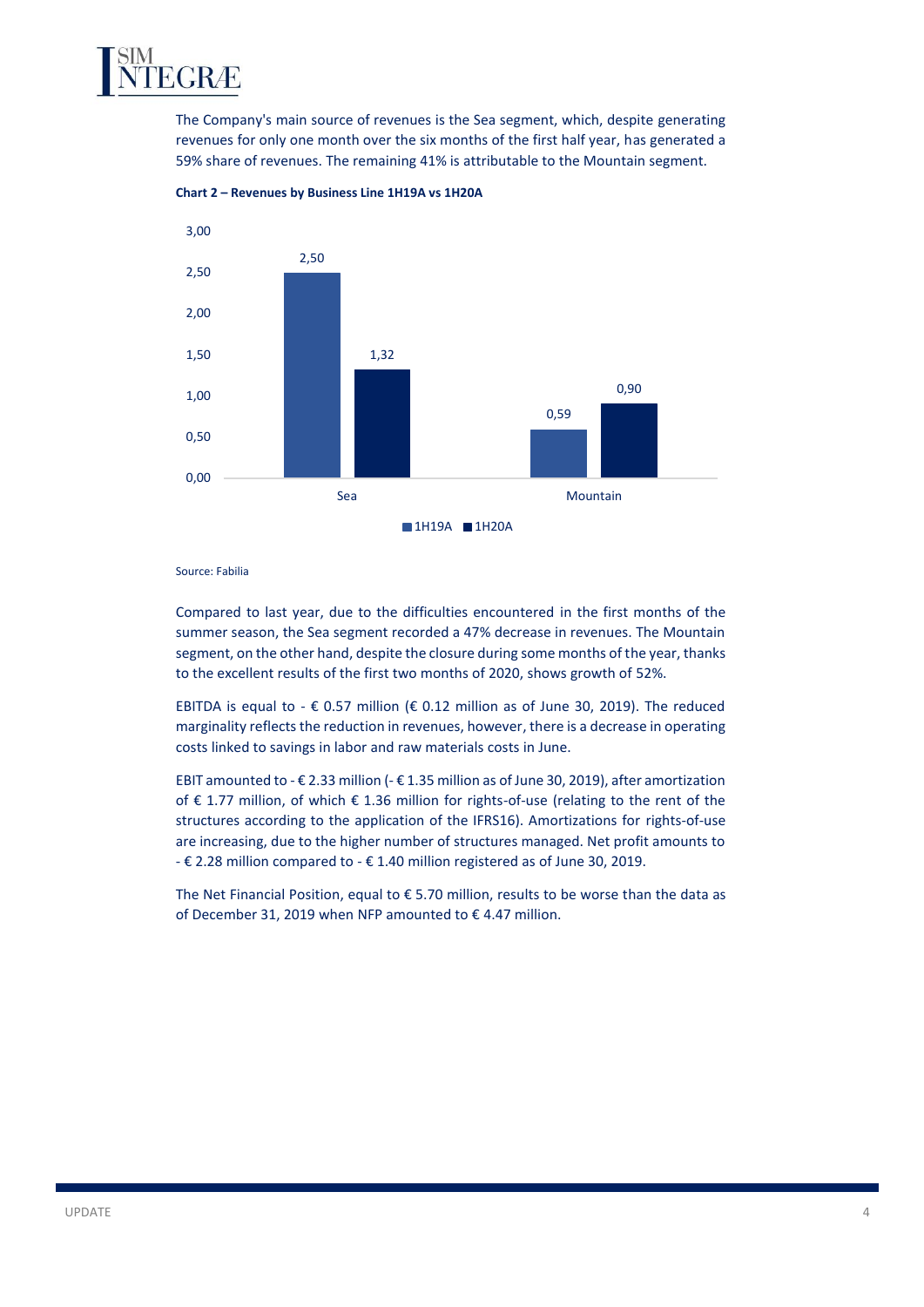The Company's main source of revenues is the Sea segment, which, despite generating revenues for only one month over the six months of the first half year, has generated a 59% share of revenues. The remaining 41% is attributable to the Mountain segment.

**Chart 2 – Revenues by Business Line 1H19A vs 1H20A**

| | 1H19A | 1H20A |
|---|---|---|
| Sea | 2,50 | 1,32 |
| Mountain | 0,59 | 0,90 |

Source: Fabilia

Compared to last year, due to the difficulties encountered in the first months of the summer season, the Sea segment recorded a 47% decrease in revenues. The Mountain segment, on the other hand, despite the closure during some months of the year, thanks to the excellent results of the first two months of 2020, shows growth of 52%.

EBITDA is equal to - € 0.57 million (€ 0.12 million as of June 30, 2019). The reduced marginality reflects the reduction in revenues, however, there is a decrease in operating costs linked to savings in labor and raw materials costs in June.

EBIT amounted to - € 2.33 million (- € 1.35 million as of June 30, 2019), after amortization of € 1.77 million, of which € 1.36 million for rights-of-use (relating to the rent of the structures according to the application of the IFRS16). Amortizations for rights-of-use are increasing, due to the higher number of structures managed. Net profit amounts to - € 2.28 million compared to - € 1.40 million registered as of June 30, 2019.

The Net Financial Position, equal to € 5.70 million, results to be worse than the data as of December 31, 2019 when NFP amounted to € 4.47 million.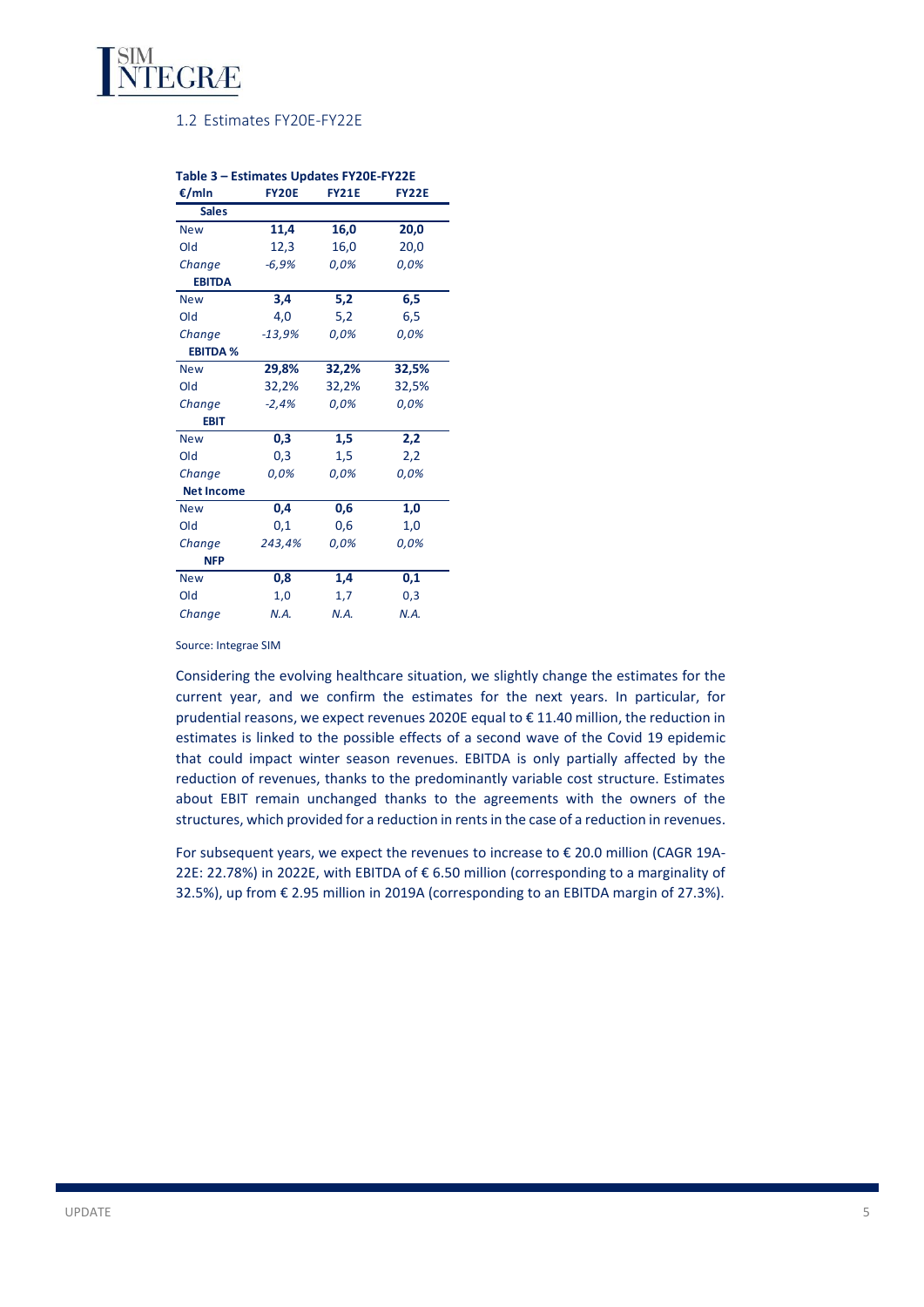## 1.2 Estimates FY20E-FY22E

**Table 3 – Estimates Updates FY20E-FY22E**

| €/mln | FY20E | FY21E | FY22E |
|---|---|---|---|
| **Sales** | | | |
| New | **11,4** | **16,0** | **20,0** |
| Old | 12,3 | 16,0 | 20,0 |
| *Change* | *-6,9%* | *0,0%* | *0,0%* |
| **EBITDA** | | | |
| New | **3,4** | **5,2** | **6,5** |
| Old | 4,0 | 5,2 | 6,5 |
| *Change* | *-13,9%* | *0,0%* | *0,0%* |
| **EBITDA %** | | | |
| New | **29,8%** | **32,2%** | **32,5%** |
| Old | 32,2% | 32,2% | 32,5% |
| *Change* | *-2,4%* | *0,0%* | *0,0%* |
| **EBIT** | | | |
| New | **0,3** | **1,5** | **2,2** |
| Old | 0,3 | 1,5 | 2,2 |
| *Change* | *0,0%* | *0,0%* | *0,0%* |
| **Net Income** | | | |
| New | **0,4** | **0,6** | **1,0** |
| Old | 0,1 | 0,6 | 1,0 |
| *Change* | *243,4%* | *0,0%* | *0,0%* |
| **NFP** | | | |
| New | **0,8** | **1,4** | **0,1** |
| Old | 1,0 | 1,7 | 0,3 |
| *Change* | *N.A.* | *N.A.* | *N.A.* |

Source: Integrae SIM

Considering the evolving healthcare situation, we slightly change the estimates for the current year, and we confirm the estimates for the next years. In particular, for prudential reasons, we expect revenues 2020E equal to € 11.40 million, the reduction in estimates is linked to the possible effects of a second wave of the Covid 19 epidemic that could impact winter season revenues. EBITDA is only partially affected by the reduction of revenues, thanks to the predominantly variable cost structure. Estimates about EBIT remain unchanged thanks to the agreements with the owners of the structures, which provided for a reduction in rents in the case of a reduction in revenues.

For subsequent years, we expect the revenues to increase to € 20.0 million (CAGR 19A-22E: 22.78%) in 2022E, with EBITDA of € 6.50 million (corresponding to a marginality of 32.5%), up from € 2.95 million in 2019A (corresponding to an EBITDA margin of 27.3%).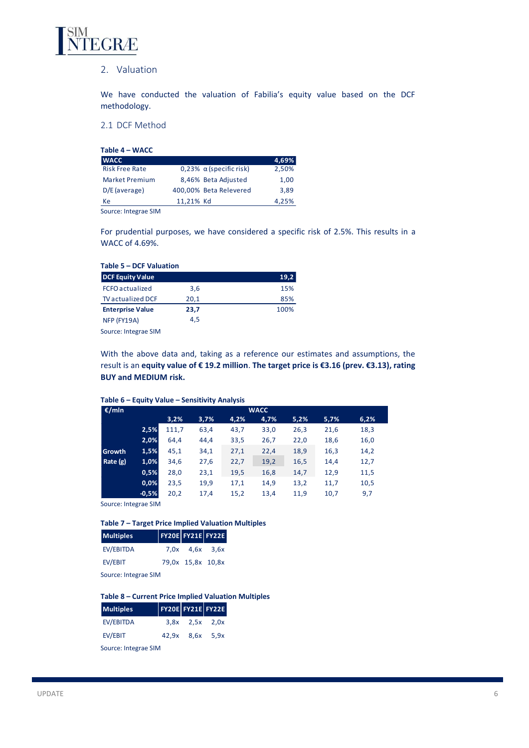## 2. Valuation

We have conducted the valuation of Fabilia's equity value based on the DCF methodology.

### 2.1 DCF Method

**Table 4 – WACC**

| WACC | | | 4,69% |
|---|---|---|---|
| Risk Free Rate | 0,23% | α (specific risk) | 2,50% |
| Market Premium | 8,46% | Beta Adjusted | 1,00 |
| D/E (average) | 400,00% | Beta Relevered | 3,89 |
| Ke | 11,21% | Kd | 4,25% |

Source: Integrae SIM

For prudential purposes, we have considered a specific risk of 2.5%. This results in a WACC of 4.69%.

**Table 5 – DCF Valuation**

| DCF Equity Value | | 19,2 |
|---|---|---|
| FCFO actualized | 3,6 | 15% |
| TV actualized DCF | 20,1 | 85% |
| **Enterprise Value** | **23,7** | 100% |
| NFP (FY19A) | 4,5 | |

Source: Integrae SIM

With the above data and, taking as a reference our estimates and assumptions, the result is an **equity value of € 19.2 million**. **The target price is €3.16 (prev. €3.13), rating BUY and MEDIUM risk.**

**Table 6 – Equity Value – Sensitivity Analysis**

| €/mln | | WACC | | | | | | |
|---|---|---|---|---|---|---|---|---|
| | | 3,2% | 3,7% | 4,2% | 4,7% | 5,2% | 5,7% | 6,2% |
| Growth Rate (g) | 2,5% | 111,7 | 63,4 | 43,7 | 33,0 | 26,3 | 21,6 | 18,3 |
| | 2,0% | 64,4 | 44,4 | 33,5 | 26,7 | 22,0 | 18,6 | 16,0 |
| | 1,5% | 45,1 | 34,1 | 27,1 | 22,4 | 18,9 | 16,3 | 14,2 |
| | 1,0% | 34,6 | 27,6 | 22,7 | 19,2 | 16,5 | 14,4 | 12,7 |
| | 0,5% | 28,0 | 23,1 | 19,5 | 16,8 | 14,7 | 12,9 | 11,5 |
| | 0,0% | 23,5 | 19,9 | 17,1 | 14,9 | 13,2 | 11,7 | 10,5 |
| | -0,5% | 20,2 | 17,4 | 15,2 | 13,4 | 11,9 | 10,7 | 9,7 |

Source: Integrae SIM

**Table 7 – Target Price Implied Valuation Multiples**

| Multiples | FY20E | FY21E | FY22E |
|---|---|---|---|
| EV/EBITDA | 7,0x | 4,6x | 3,6x |
| EV/EBIT | 79,0x | 15,8x | 10,8x |

Source: Integrae SIM

**Table 8 – Current Price Implied Valuation Multiples**

| Multiples | FY20E | FY21E | FY22E |
|---|---|---|---|
| EV/EBITDA | 3,8x | 2,5x | 2,0x |
| EV/EBIT | 42,9x | 8,6x | 5,9x |

Source: Integrae SIM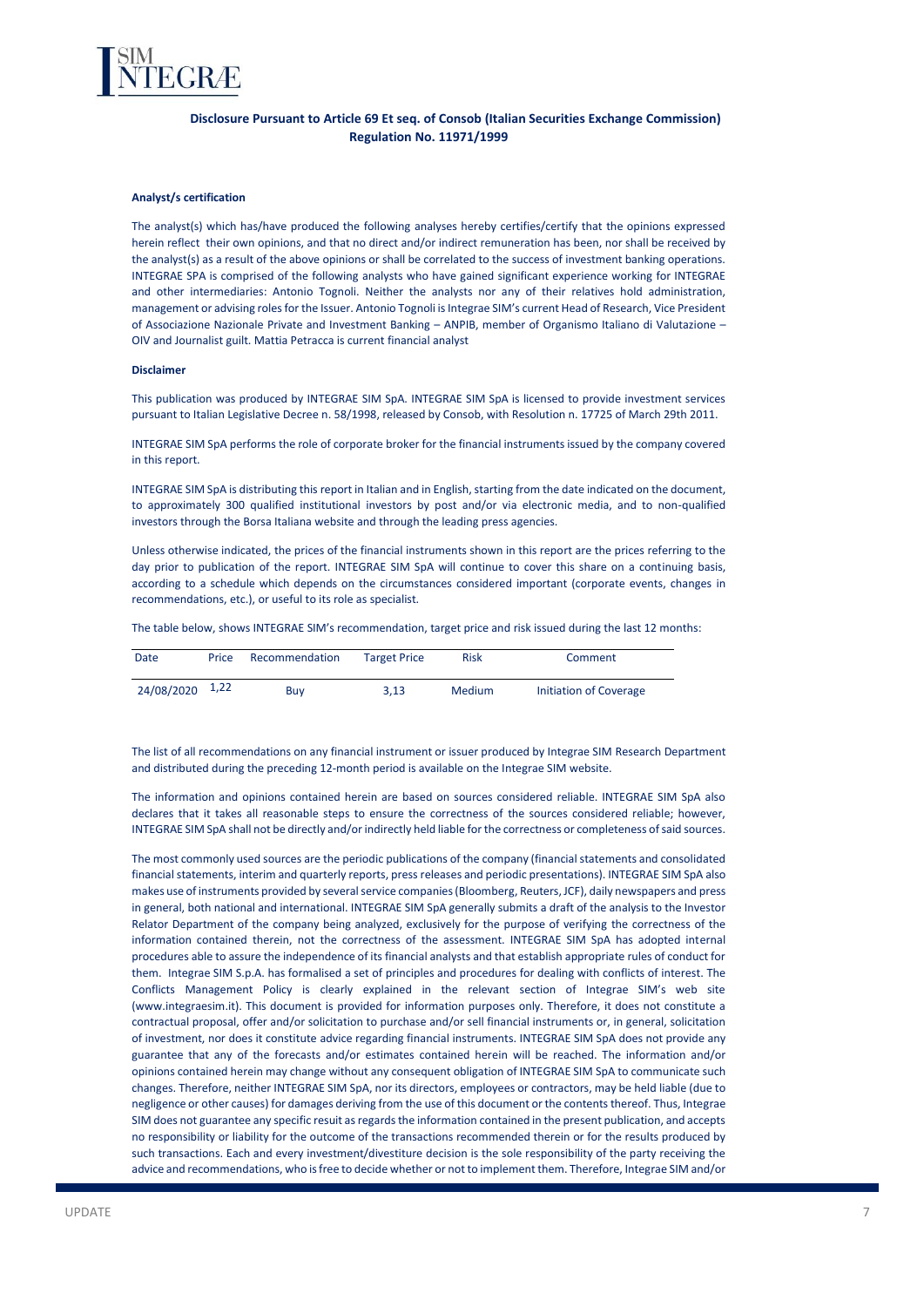## Disclosure Pursuant to Article 69 Et seq. of Consob (Italian Securities Exchange Commission) Regulation No. 11971/1999

### Analyst/s certification

The analyst(s) which has/have produced the following analyses hereby certifies/certify that the opinions expressed herein reflect their own opinions, and that no direct and/or indirect remuneration has been, nor shall be received by the analyst(s) as a result of the above opinions or shall be correlated to the success of investment banking operations. INTEGRAE SPA is comprised of the following analysts who have gained significant experience working for INTEGRAE and other intermediaries: Antonio Tognoli. Neither the analysts nor any of their relatives hold administration, management or advising roles for the Issuer. Antonio Tognoli is Integrae SIM's current Head of Research, Vice President of Associazione Nazionale Private and Investment Banking – ANPIB, member of Organismo Italiano di Valutazione – OIV and Journalist guilt. Mattia Petracca is current financial analyst

### Disclaimer

This publication was produced by INTEGRAE SIM SpA. INTEGRAE SIM SpA is licensed to provide investment services pursuant to Italian Legislative Decree n. 58/1998, released by Consob, with Resolution n. 17725 of March 29th 2011.

INTEGRAE SIM SpA performs the role of corporate broker for the financial instruments issued by the company covered in this report.

INTEGRAE SIM SpA is distributing this report in Italian and in English, starting from the date indicated on the document, to approximately 300 qualified institutional investors by post and/or via electronic media, and to non-qualified investors through the Borsa Italiana website and through the leading press agencies.

Unless otherwise indicated, the prices of the financial instruments shown in this report are the prices referring to the day prior to publication of the report. INTEGRAE SIM SpA will continue to cover this share on a continuing basis, according to a schedule which depends on the circumstances considered important (corporate events, changes in recommendations, etc.), or useful to its role as specialist.

The table below, shows INTEGRAE SIM's recommendation, target price and risk issued during the last 12 months:

| Date | Price | Recommendation | Target Price | Risk | Comment |
|---|---|---|---|---|---|
| 24/08/2020 | 1,22 | Buy | 3,13 | Medium | Initiation of Coverage |

The list of all recommendations on any financial instrument or issuer produced by Integrae SIM Research Department and distributed during the preceding 12-month period is available on the Integrae SIM website.

The information and opinions contained herein are based on sources considered reliable. INTEGRAE SIM SpA also declares that it takes all reasonable steps to ensure the correctness of the sources considered reliable; however, INTEGRAE SIM SpA shall not be directly and/or indirectly held liable for the correctness or completeness of said sources.

The most commonly used sources are the periodic publications of the company (financial statements and consolidated financial statements, interim and quarterly reports, press releases and periodic presentations). INTEGRAE SIM SpA also makes use of instruments provided by several service companies (Bloomberg, Reuters, JCF), daily newspapers and press in general, both national and international. INTEGRAE SIM SpA generally submits a draft of the analysis to the Investor Relator Department of the company being analyzed, exclusively for the purpose of verifying the correctness of the information contained therein, not the correctness of the assessment. INTEGRAE SIM SpA has adopted internal procedures able to assure the independence of its financial analysts and that establish appropriate rules of conduct for them. Integrae SIM S.p.A. has formalised a set of principles and procedures for dealing with conflicts of interest. The Conflicts Management Policy is clearly explained in the relevant section of Integrae SIM's web site (www.integraesim.it). This document is provided for information purposes only. Therefore, it does not constitute a contractual proposal, offer and/or solicitation to purchase and/or sell financial instruments or, in general, solicitation of investment, nor does it constitute advice regarding financial instruments. INTEGRAE SIM SpA does not provide any guarantee that any of the forecasts and/or estimates contained herein will be reached. The information and/or opinions contained herein may change without any consequent obligation of INTEGRAE SIM SpA to communicate such changes. Therefore, neither INTEGRAE SIM SpA, nor its directors, employees or contractors, may be held liable (due to negligence or other causes) for damages deriving from the use of this document or the contents thereof. Thus, Integrae SIM does not guarantee any specific resuit as regards the information contained in the present publication, and accepts no responsibility or liability for the outcome of the transactions recommended therein or for the results produced by such transactions. Each and every investment/divestiture decision is the sole responsibility of the party receiving the advice and recommendations, who is free to decide whether or not to implement them. Therefore, Integrae SIM and/or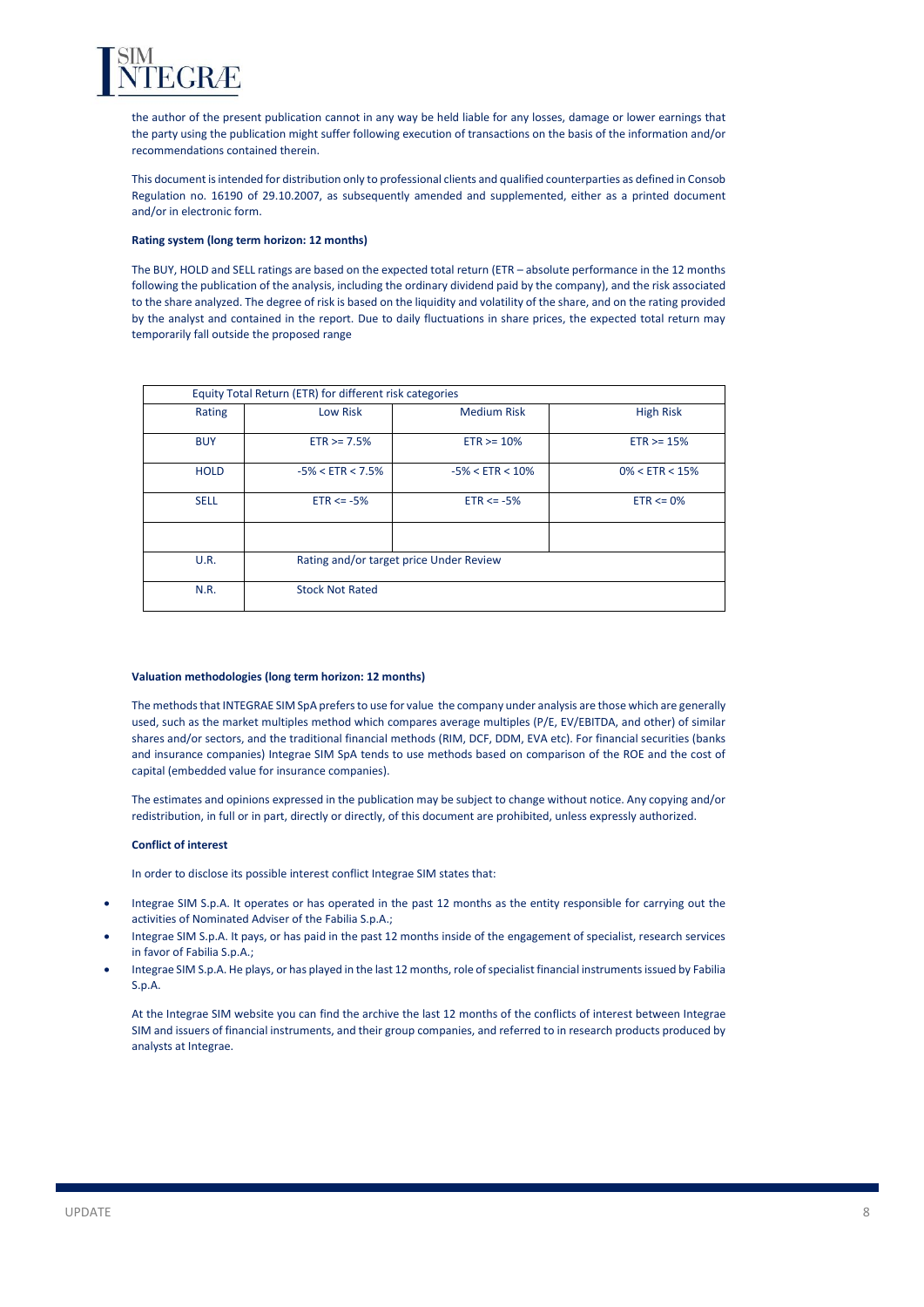the author of the present publication cannot in any way be held liable for any losses, damage or lower earnings that the party using the publication might suffer following execution of transactions on the basis of the information and/or recommendations contained therein.

This document is intended for distribution only to professional clients and qualified counterparties as defined in Consob Regulation no. 16190 of 29.10.2007, as subsequently amended and supplemented, either as a printed document and/or in electronic form.

**Rating system (long term horizon: 12 months)**

The BUY, HOLD and SELL ratings are based on the expected total return (ETR – absolute performance in the 12 months following the publication of the analysis, including the ordinary dividend paid by the company), and the risk associated to the share analyzed. The degree of risk is based on the liquidity and volatility of the share, and on the rating provided by the analyst and contained in the report. Due to daily fluctuations in share prices, the expected total return may temporarily fall outside the proposed range

| Equity Total Return (ETR) for different risk categories | | | |
|---|---|---|---|
| Rating | Low Risk | Medium Risk | High Risk |
| BUY | ETR >= 7.5% | ETR >= 10% | ETR >= 15% |
| HOLD | -5% < ETR < 7.5% | -5% < ETR < 10% | 0% < ETR < 15% |
| SELL | ETR <= -5% | ETR <= -5% | ETR <= 0% |
| | | | |
| U.R. | Rating and/or target price Under Review | | |
| N.R. | Stock Not Rated | | |

**Valuation methodologies (long term horizon: 12 months)**

The methods that INTEGRAE SIM SpA prefers to use for value the company under analysis are those which are generally used, such as the market multiples method which compares average multiples (P/E, EV/EBITDA, and other) of similar shares and/or sectors, and the traditional financial methods (RIM, DCF, DDM, EVA etc). For financial securities (banks and insurance companies) Integrae SIM SpA tends to use methods based on comparison of the ROE and the cost of capital (embedded value for insurance companies).

The estimates and opinions expressed in the publication may be subject to change without notice. Any copying and/or redistribution, in full or in part, directly or directly, of this document are prohibited, unless expressly authorized.

**Conflict of interest**

In order to disclose its possible interest conflict Integrae SIM states that:

- Integrae SIM S.p.A. It operates or has operated in the past 12 months as the entity responsible for carrying out the activities of Nominated Adviser of the Fabilia S.p.A.;
- Integrae SIM S.p.A. It pays, or has paid in the past 12 months inside of the engagement of specialist, research services in favor of Fabilia S.p.A.;
- Integrae SIM S.p.A. He plays, or has played in the last 12 months, role of specialist financial instruments issued by Fabilia S.p.A.

At the Integrae SIM website you can find the archive the last 12 months of the conflicts of interest between Integrae SIM and issuers of financial instruments, and their group companies, and referred to in research products produced by analysts at Integrae.